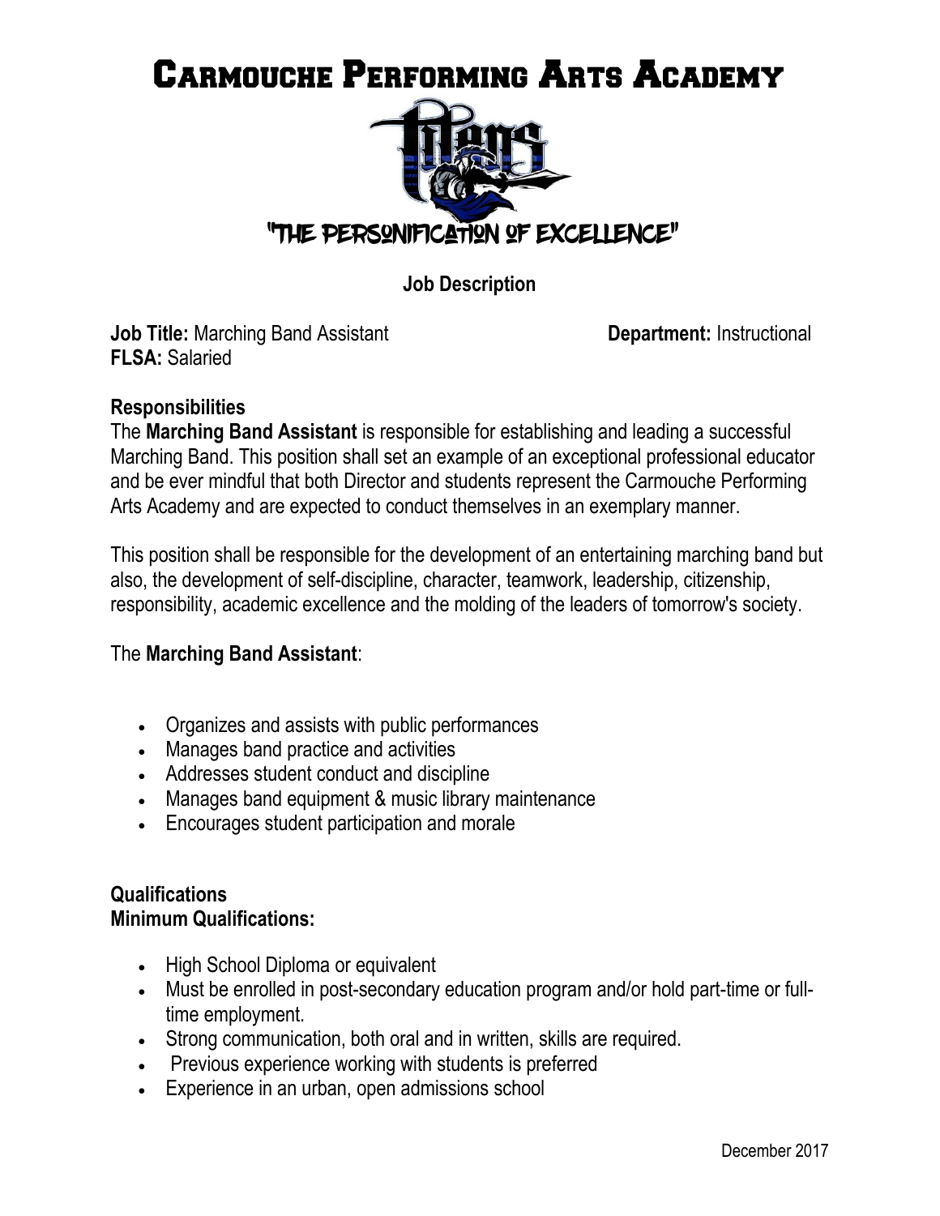# Carmouche Performing Arts Academy

"THE PERSONIFICATION OF EXCELLENCE"

## Job Description

**Job Title:** Marching Band Assistant **Department:** Instructional
**FLSA:** Salaried

### Responsibilities

The **Marching Band Assistant** is responsible for establishing and leading a successful Marching Band. This position shall set an example of an exceptional professional educator and be ever mindful that both Director and students represent the Carmouche Performing Arts Academy and are expected to conduct themselves in an exemplary manner.

This position shall be responsible for the development of an entertaining marching band but also, the development of self-discipline, character, teamwork, leadership, citizenship, responsibility, academic excellence and the molding of the leaders of tomorrow's society.

The **Marching Band Assistant**:

- Organizes and assists with public performances
- Manages band practice and activities
- Addresses student conduct and discipline
- Manages band equipment & music library maintenance
- Encourages student participation and morale

### Qualifications

**Minimum Qualifications:**

- High School Diploma or equivalent
- Must be enrolled in post-secondary education program and/or hold part-time or full-time employment.
- Strong communication, both oral and in written, skills are required.
- Previous experience working with students is preferred
- Experience in an urban, open admissions school

December 2017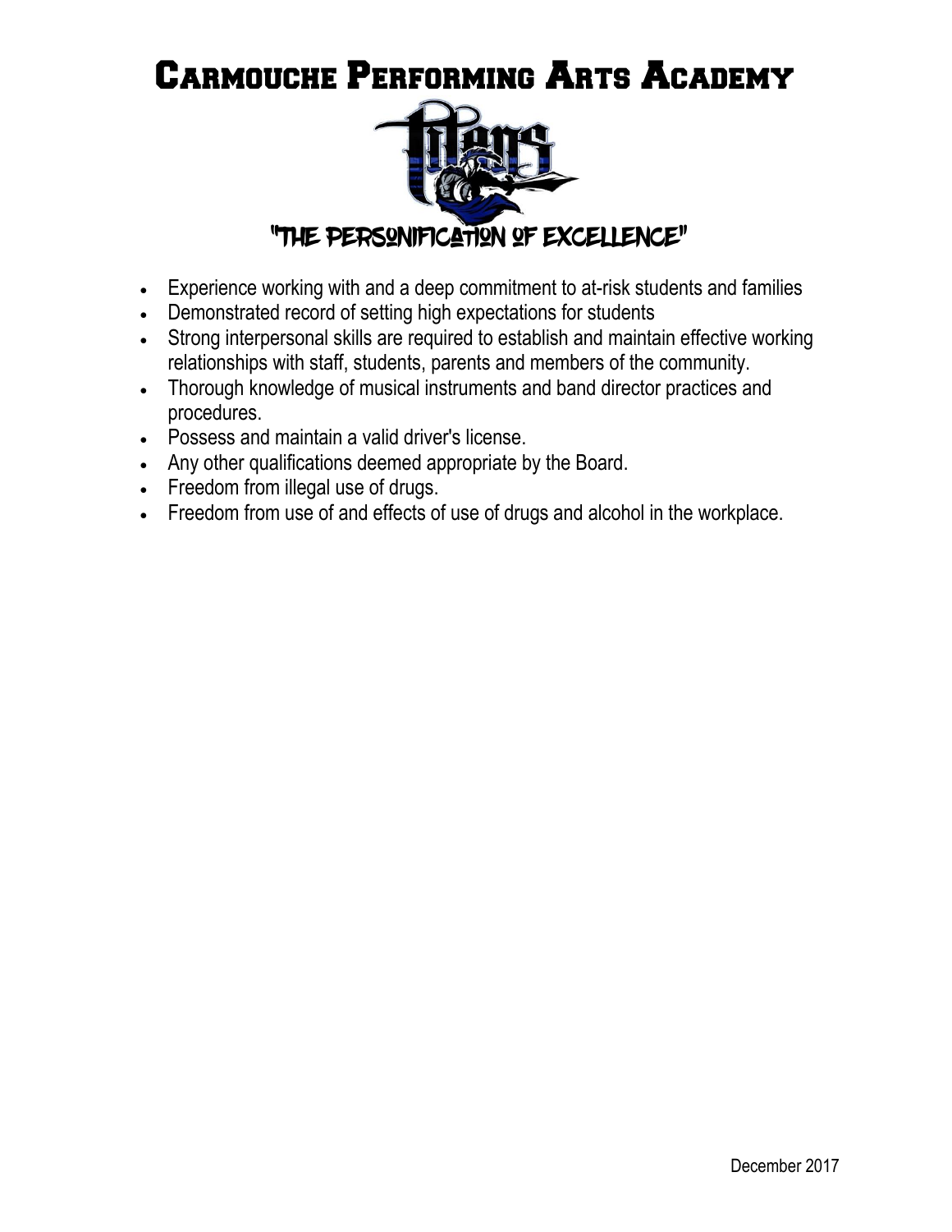# Carmouche Performing Arts Academy

"The Personification of Excellence"

- Experience working with and a deep commitment to at-risk students and families
- Demonstrated record of setting high expectations for students
- Strong interpersonal skills are required to establish and maintain effective working relationships with staff, students, parents and members of the community.
- Thorough knowledge of musical instruments and band director practices and procedures.
- Possess and maintain a valid driver's license.
- Any other qualifications deemed appropriate by the Board.
- Freedom from illegal use of drugs.
- Freedom from use of and effects of use of drugs and alcohol in the workplace.

December 2017